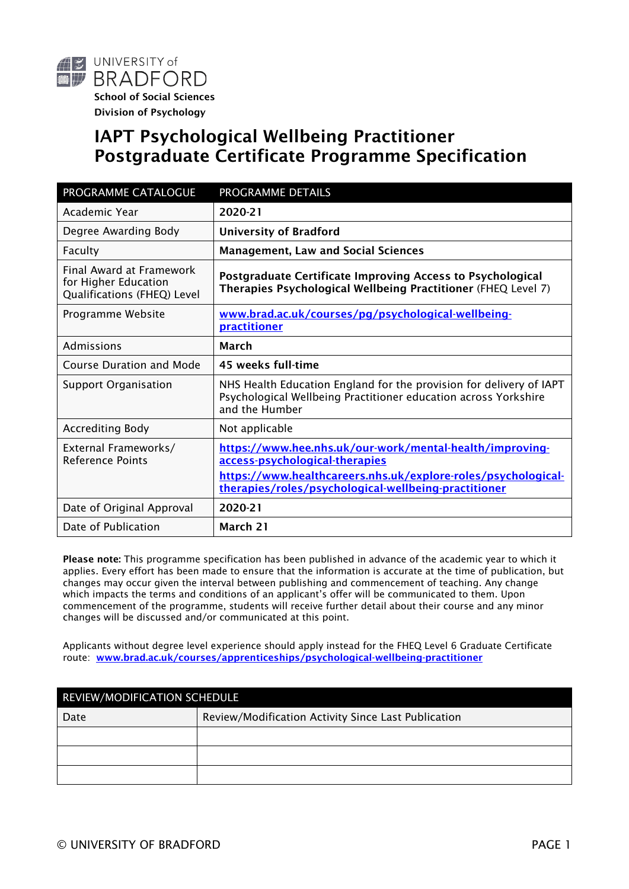UNIVERSITY of BRADFORD

School of Social Sciences

Division of Psychology

# IAPT Psychological Wellbeing Practitioner Postgraduate Certificate Programme Specification

| PROGRAMME CATALOGUE | PROGRAMME DETAILS |
|---|---|
| Academic Year | **2020-21** |
| Degree Awarding Body | **University of Bradford** |
| Faculty | **Management, Law and Social Sciences** |
| Final Award at Framework for Higher Education Qualifications (FHEQ) Level | **Postgraduate Certificate Improving Access to Psychological Therapies Psychological Wellbeing Practitioner** (FHEQ Level 7) |
| Programme Website | **www.brad.ac.uk/courses/pg/psychological-wellbeing-practitioner** |
| Admissions | **March** |
| Course Duration and Mode | **45 weeks full-time** |
| Support Organisation | NHS Health Education England for the provision for delivery of IAPT Psychological Wellbeing Practitioner education across Yorkshire and the Humber |
| Accrediting Body | Not applicable |
| External Frameworks/ Reference Points | **https://www.hee.nhs.uk/our-work/mental-health/improving-access-psychological-therapies** **https://www.healthcareers.nhs.uk/explore-roles/psychological-therapies/roles/psychological-wellbeing-practitioner** |
| Date of Original Approval | **2020-21** |
| Date of Publication | **March 21** |

**Please note:** This programme specification has been published in advance of the academic year to which it applies. Every effort has been made to ensure that the information is accurate at the time of publication, but changes may occur given the interval between publishing and commencement of teaching. Any change which impacts the terms and conditions of an applicant's offer will be communicated to them. Upon commencement of the programme, students will receive further detail about their course and any minor changes will be discussed and/or communicated at this point.

Applicants without degree level experience should apply instead for the FHEQ Level 6 Graduate Certificate route: **www.brad.ac.uk/courses/apprenticeships/psychological-wellbeing-practitioner**

| REVIEW/MODIFICATION SCHEDULE | |
|---|---|
| Date | Review/Modification Activity Since Last Publication |
| | |
| | |
| | |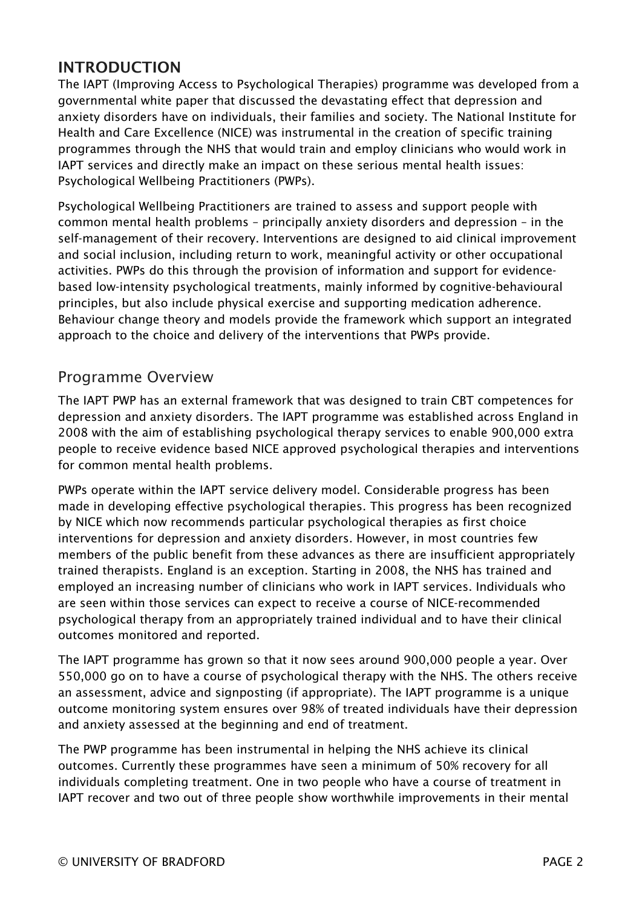## INTRODUCTION

The IAPT (Improving Access to Psychological Therapies) programme was developed from a governmental white paper that discussed the devastating effect that depression and anxiety disorders have on individuals, their families and society. The National Institute for Health and Care Excellence (NICE) was instrumental in the creation of specific training programmes through the NHS that would train and employ clinicians who would work in IAPT services and directly make an impact on these serious mental health issues: Psychological Wellbeing Practitioners (PWPs).

Psychological Wellbeing Practitioners are trained to assess and support people with common mental health problems – principally anxiety disorders and depression – in the self-management of their recovery. Interventions are designed to aid clinical improvement and social inclusion, including return to work, meaningful activity or other occupational activities. PWPs do this through the provision of information and support for evidence-based low-intensity psychological treatments, mainly informed by cognitive-behavioural principles, but also include physical exercise and supporting medication adherence. Behaviour change theory and models provide the framework which support an integrated approach to the choice and delivery of the interventions that PWPs provide.

### Programme Overview

The IAPT PWP has an external framework that was designed to train CBT competences for depression and anxiety disorders. The IAPT programme was established across England in 2008 with the aim of establishing psychological therapy services to enable 900,000 extra people to receive evidence based NICE approved psychological therapies and interventions for common mental health problems.

PWPs operate within the IAPT service delivery model. Considerable progress has been made in developing effective psychological therapies. This progress has been recognized by NICE which now recommends particular psychological therapies as first choice interventions for depression and anxiety disorders. However, in most countries few members of the public benefit from these advances as there are insufficient appropriately trained therapists. England is an exception. Starting in 2008, the NHS has trained and employed an increasing number of clinicians who work in IAPT services. Individuals who are seen within those services can expect to receive a course of NICE-recommended psychological therapy from an appropriately trained individual and to have their clinical outcomes monitored and reported.

The IAPT programme has grown so that it now sees around 900,000 people a year. Over 550,000 go on to have a course of psychological therapy with the NHS. The others receive an assessment, advice and signposting (if appropriate). The IAPT programme is a unique outcome monitoring system ensures over 98% of treated individuals have their depression and anxiety assessed at the beginning and end of treatment.

The PWP programme has been instrumental in helping the NHS achieve its clinical outcomes. Currently these programmes have seen a minimum of 50% recovery for all individuals completing treatment. One in two people who have a course of treatment in IAPT recover and two out of three people show worthwhile improvements in their mental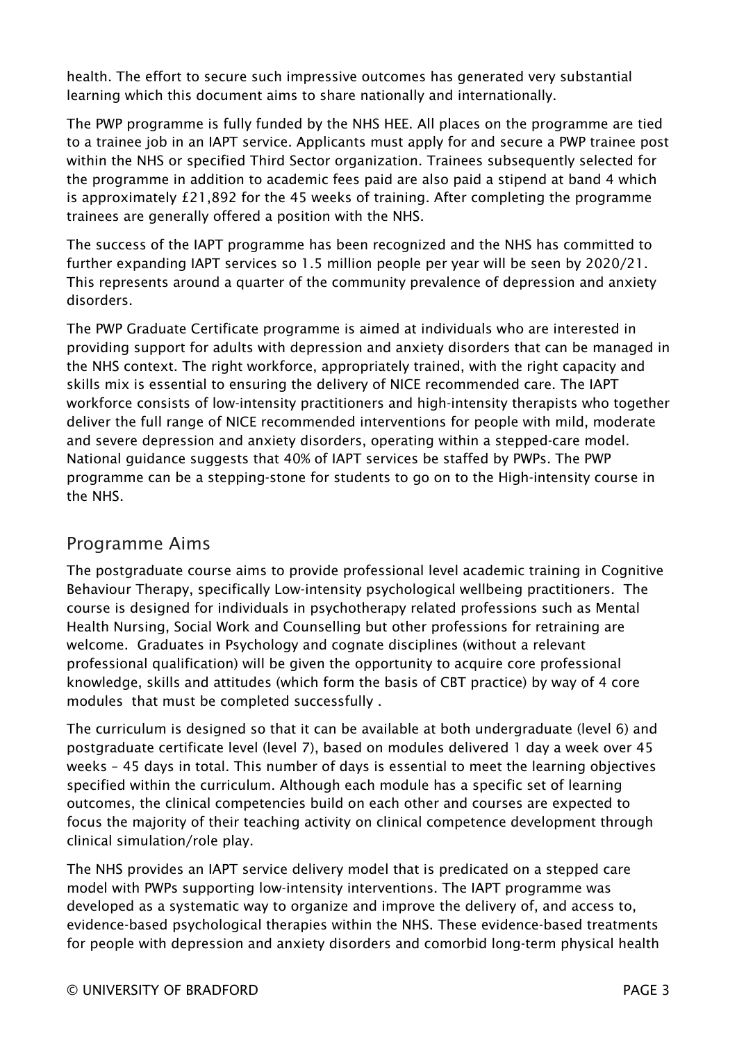health. The effort to secure such impressive outcomes has generated very substantial learning which this document aims to share nationally and internationally.

The PWP programme is fully funded by the NHS HEE. All places on the programme are tied to a trainee job in an IAPT service. Applicants must apply for and secure a PWP trainee post within the NHS or specified Third Sector organization. Trainees subsequently selected for the programme in addition to academic fees paid are also paid a stipend at band 4 which is approximately £21,892 for the 45 weeks of training. After completing the programme trainees are generally offered a position with the NHS.

The success of the IAPT programme has been recognized and the NHS has committed to further expanding IAPT services so 1.5 million people per year will be seen by 2020/21. This represents around a quarter of the community prevalence of depression and anxiety disorders.

The PWP Graduate Certificate programme is aimed at individuals who are interested in providing support for adults with depression and anxiety disorders that can be managed in the NHS context. The right workforce, appropriately trained, with the right capacity and skills mix is essential to ensuring the delivery of NICE recommended care. The IAPT workforce consists of low-intensity practitioners and high-intensity therapists who together deliver the full range of NICE recommended interventions for people with mild, moderate and severe depression and anxiety disorders, operating within a stepped-care model. National guidance suggests that 40% of IAPT services be staffed by PWPs. The PWP programme can be a stepping-stone for students to go on to the High-intensity course in the NHS.

## Programme Aims

The postgraduate course aims to provide professional level academic training in Cognitive Behaviour Therapy, specifically Low-intensity psychological wellbeing practitioners. The course is designed for individuals in psychotherapy related professions such as Mental Health Nursing, Social Work and Counselling but other professions for retraining are welcome. Graduates in Psychology and cognate disciplines (without a relevant professional qualification) will be given the opportunity to acquire core professional knowledge, skills and attitudes (which form the basis of CBT practice) by way of 4 core modules that must be completed successfully .

The curriculum is designed so that it can be available at both undergraduate (level 6) and postgraduate certificate level (level 7), based on modules delivered 1 day a week over 45 weeks – 45 days in total. This number of days is essential to meet the learning objectives specified within the curriculum. Although each module has a specific set of learning outcomes, the clinical competencies build on each other and courses are expected to focus the majority of their teaching activity on clinical competence development through clinical simulation/role play.

The NHS provides an IAPT service delivery model that is predicated on a stepped care model with PWPs supporting low-intensity interventions. The IAPT programme was developed as a systematic way to organize and improve the delivery of, and access to, evidence-based psychological therapies within the NHS. These evidence-based treatments for people with depression and anxiety disorders and comorbid long-term physical health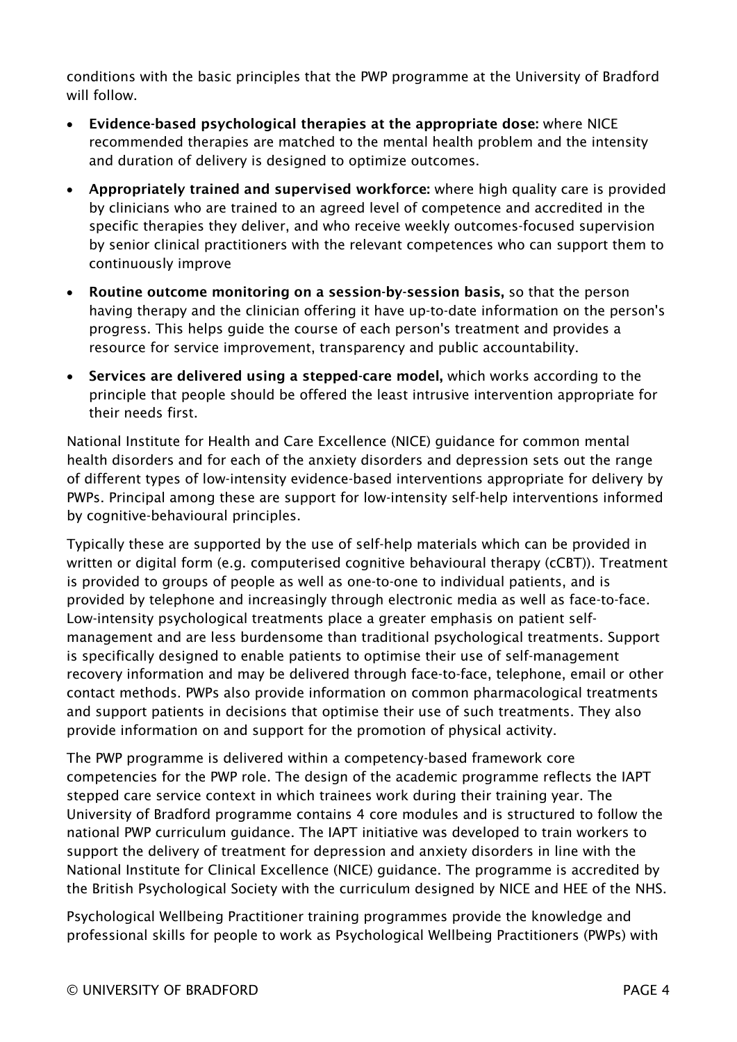conditions with the basic principles that the PWP programme at the University of Bradford will follow.

- **Evidence-based psychological therapies at the appropriate dose:** where NICE recommended therapies are matched to the mental health problem and the intensity and duration of delivery is designed to optimize outcomes.
- **Appropriately trained and supervised workforce:** where high quality care is provided by clinicians who are trained to an agreed level of competence and accredited in the specific therapies they deliver, and who receive weekly outcomes-focused supervision by senior clinical practitioners with the relevant competences who can support them to continuously improve
- **Routine outcome monitoring on a session-by-session basis,** so that the person having therapy and the clinician offering it have up-to-date information on the person's progress. This helps guide the course of each person's treatment and provides a resource for service improvement, transparency and public accountability.
- **Services are delivered using a stepped-care model,** which works according to the principle that people should be offered the least intrusive intervention appropriate for their needs first.

National Institute for Health and Care Excellence (NICE) guidance for common mental health disorders and for each of the anxiety disorders and depression sets out the range of different types of low-intensity evidence-based interventions appropriate for delivery by PWPs. Principal among these are support for low-intensity self-help interventions informed by cognitive-behavioural principles.

Typically these are supported by the use of self-help materials which can be provided in written or digital form (e.g. computerised cognitive behavioural therapy (cCBT)). Treatment is provided to groups of people as well as one-to-one to individual patients, and is provided by telephone and increasingly through electronic media as well as face-to-face. Low-intensity psychological treatments place a greater emphasis on patient self-management and are less burdensome than traditional psychological treatments. Support is specifically designed to enable patients to optimise their use of self-management recovery information and may be delivered through face-to-face, telephone, email or other contact methods. PWPs also provide information on common pharmacological treatments and support patients in decisions that optimise their use of such treatments. They also provide information on and support for the promotion of physical activity.

The PWP programme is delivered within a competency-based framework core competencies for the PWP role. The design of the academic programme reflects the IAPT stepped care service context in which trainees work during their training year. The University of Bradford programme contains 4 core modules and is structured to follow the national PWP curriculum guidance. The IAPT initiative was developed to train workers to support the delivery of treatment for depression and anxiety disorders in line with the National Institute for Clinical Excellence (NICE) guidance. The programme is accredited by the British Psychological Society with the curriculum designed by NICE and HEE of the NHS.

Psychological Wellbeing Practitioner training programmes provide the knowledge and professional skills for people to work as Psychological Wellbeing Practitioners (PWPs) with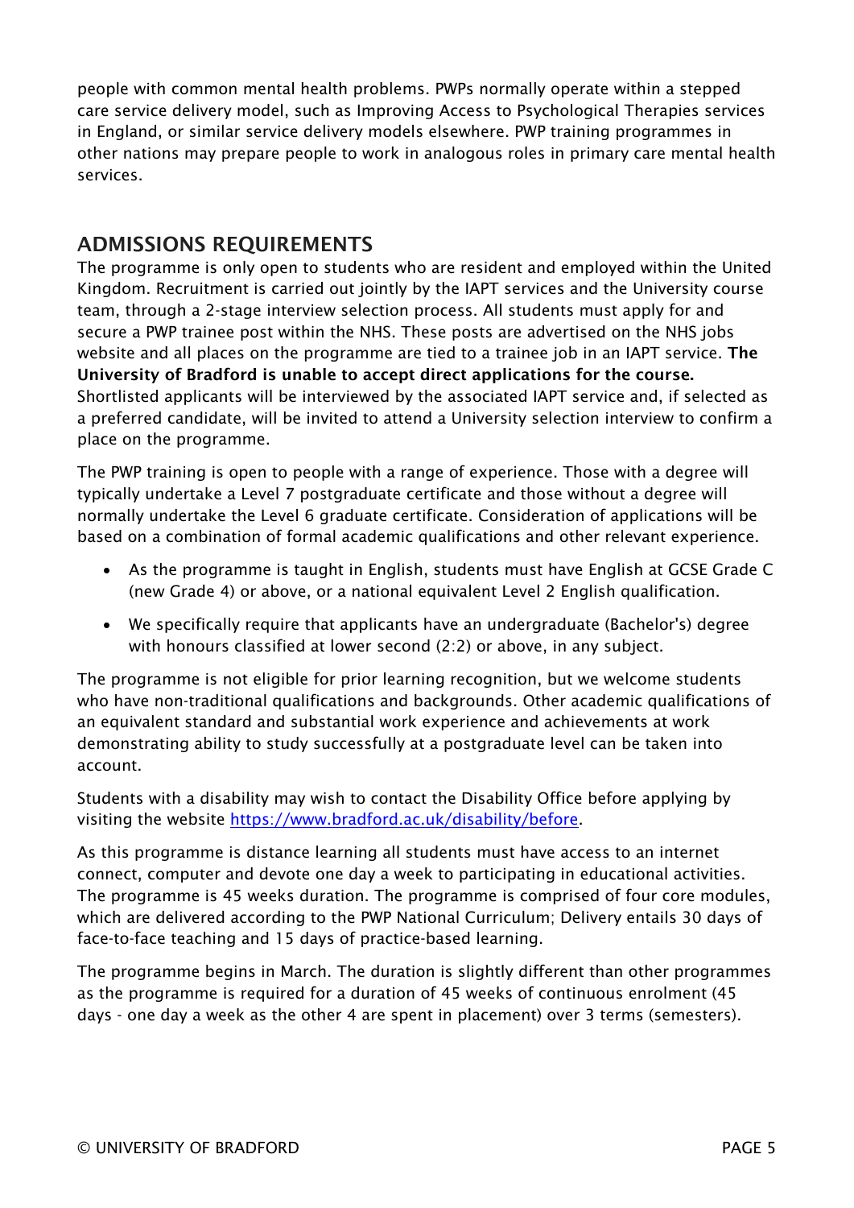people with common mental health problems. PWPs normally operate within a stepped care service delivery model, such as Improving Access to Psychological Therapies services in England, or similar service delivery models elsewhere. PWP training programmes in other nations may prepare people to work in analogous roles in primary care mental health services.

## ADMISSIONS REQUIREMENTS

The programme is only open to students who are resident and employed within the United Kingdom. Recruitment is carried out jointly by the IAPT services and the University course team, through a 2-stage interview selection process. All students must apply for and secure a PWP trainee post within the NHS. These posts are advertised on the NHS jobs website and all places on the programme are tied to a trainee job in an IAPT service. **The University of Bradford is unable to accept direct applications for the course.** Shortlisted applicants will be interviewed by the associated IAPT service and, if selected as a preferred candidate, will be invited to attend a University selection interview to confirm a place on the programme.

The PWP training is open to people with a range of experience. Those with a degree will typically undertake a Level 7 postgraduate certificate and those without a degree will normally undertake the Level 6 graduate certificate. Consideration of applications will be based on a combination of formal academic qualifications and other relevant experience.

- As the programme is taught in English, students must have English at GCSE Grade C (new Grade 4) or above, or a national equivalent Level 2 English qualification.
- We specifically require that applicants have an undergraduate (Bachelor's) degree with honours classified at lower second (2:2) or above, in any subject.

The programme is not eligible for prior learning recognition, but we welcome students who have non-traditional qualifications and backgrounds. Other academic qualifications of an equivalent standard and substantial work experience and achievements at work demonstrating ability to study successfully at a postgraduate level can be taken into account.

Students with a disability may wish to contact the Disability Office before applying by visiting the website [https://www.bradford.ac.uk/disability/before](https://www.bradford.ac.uk/disability/before).

As this programme is distance learning all students must have access to an internet connect, computer and devote one day a week to participating in educational activities. The programme is 45 weeks duration. The programme is comprised of four core modules, which are delivered according to the PWP National Curriculum; Delivery entails 30 days of face-to-face teaching and 15 days of practice-based learning.

The programme begins in March. The duration is slightly different than other programmes as the programme is required for a duration of 45 weeks of continuous enrolment (45 days - one day a week as the other 4 are spent in placement) over 3 terms (semesters).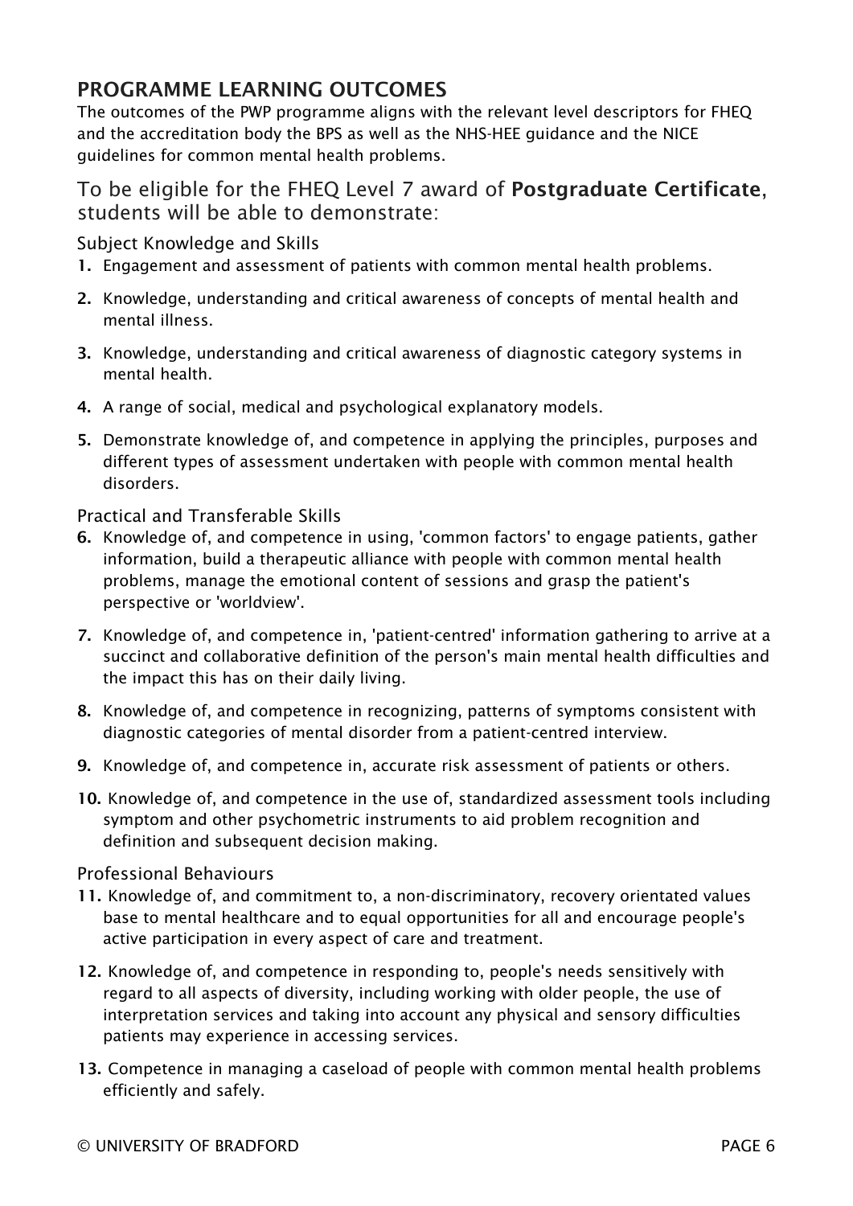## PROGRAMME LEARNING OUTCOMES

The outcomes of the PWP programme aligns with the relevant level descriptors for FHEQ and the accreditation body the BPS as well as the NHS-HEE guidance and the NICE guidelines for common mental health problems.

### To be eligible for the FHEQ Level 7 award of **Postgraduate Certificate**, students will be able to demonstrate:

#### Subject Knowledge and Skills

1. Engagement and assessment of patients with common mental health problems.
2. Knowledge, understanding and critical awareness of concepts of mental health and mental illness.
3. Knowledge, understanding and critical awareness of diagnostic category systems in mental health.
4. A range of social, medical and psychological explanatory models.
5. Demonstrate knowledge of, and competence in applying the principles, purposes and different types of assessment undertaken with people with common mental health disorders.

#### Practical and Transferable Skills

6. Knowledge of, and competence in using, 'common factors' to engage patients, gather information, build a therapeutic alliance with people with common mental health problems, manage the emotional content of sessions and grasp the patient's perspective or 'worldview'.
7. Knowledge of, and competence in, 'patient-centred' information gathering to arrive at a succinct and collaborative definition of the person's main mental health difficulties and the impact this has on their daily living.
8. Knowledge of, and competence in recognizing, patterns of symptoms consistent with diagnostic categories of mental disorder from a patient-centred interview.
9. Knowledge of, and competence in, accurate risk assessment of patients or others.
10. Knowledge of, and competence in the use of, standardized assessment tools including symptom and other psychometric instruments to aid problem recognition and definition and subsequent decision making.

#### Professional Behaviours

11. Knowledge of, and commitment to, a non-discriminatory, recovery orientated values base to mental healthcare and to equal opportunities for all and encourage people's active participation in every aspect of care and treatment.
12. Knowledge of, and competence in responding to, people's needs sensitively with regard to all aspects of diversity, including working with older people, the use of interpretation services and taking into account any physical and sensory difficulties patients may experience in accessing services.
13. Competence in managing a caseload of people with common mental health problems efficiently and safely.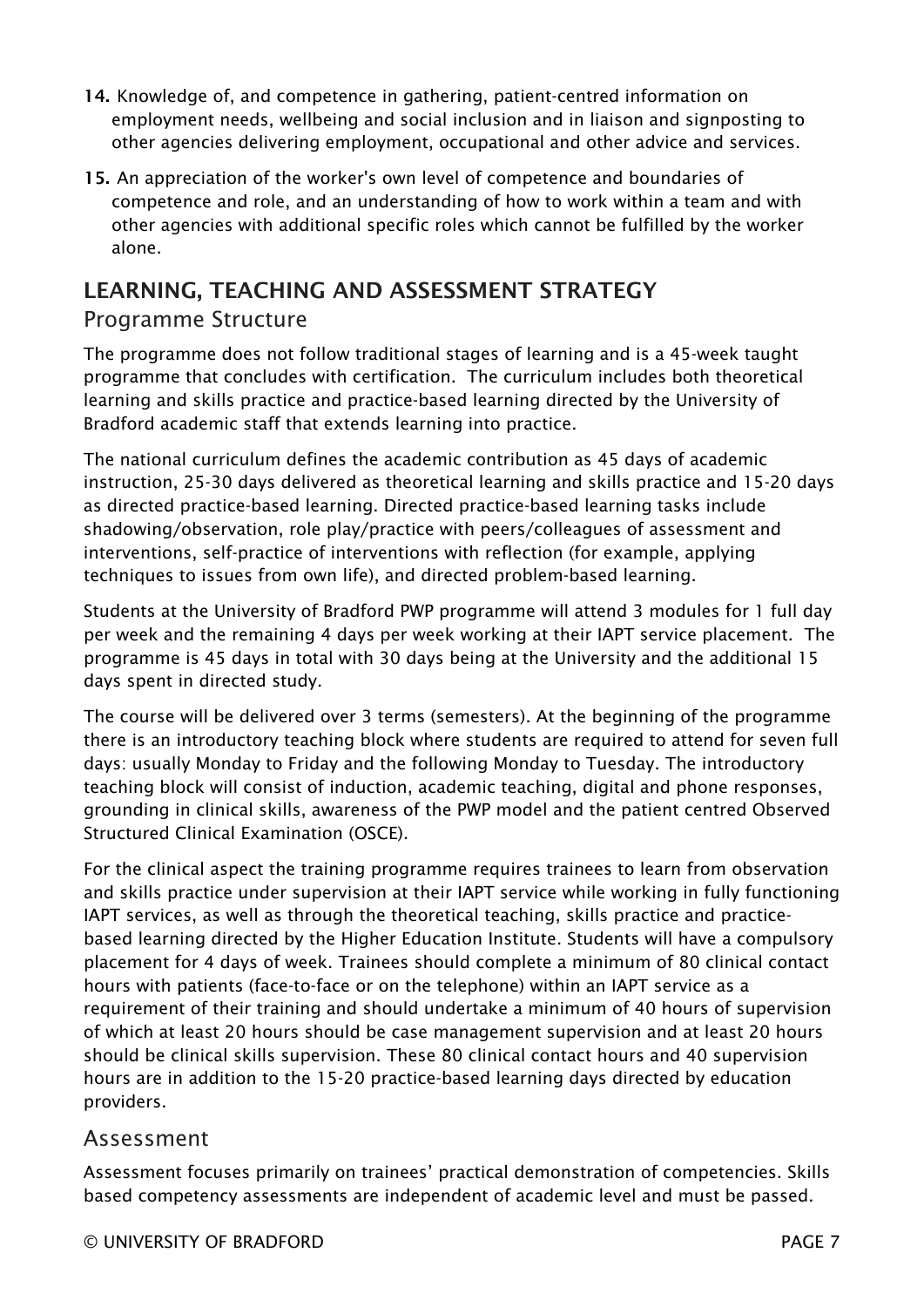14. Knowledge of, and competence in gathering, patient-centred information on employment needs, wellbeing and social inclusion and in liaison and signposting to other agencies delivering employment, occupational and other advice and services.
15. An appreciation of the worker's own level of competence and boundaries of competence and role, and an understanding of how to work within a team and with other agencies with additional specific roles which cannot be fulfilled by the worker alone.

## LEARNING, TEACHING AND ASSESSMENT STRATEGY

### Programme Structure

The programme does not follow traditional stages of learning and is a 45-week taught programme that concludes with certification. The curriculum includes both theoretical learning and skills practice and practice-based learning directed by the University of Bradford academic staff that extends learning into practice.

The national curriculum defines the academic contribution as 45 days of academic instruction, 25-30 days delivered as theoretical learning and skills practice and 15-20 days as directed practice-based learning. Directed practice-based learning tasks include shadowing/observation, role play/practice with peers/colleagues of assessment and interventions, self-practice of interventions with reflection (for example, applying techniques to issues from own life), and directed problem-based learning.

Students at the University of Bradford PWP programme will attend 3 modules for 1 full day per week and the remaining 4 days per week working at their IAPT service placement. The programme is 45 days in total with 30 days being at the University and the additional 15 days spent in directed study.

The course will be delivered over 3 terms (semesters). At the beginning of the programme there is an introductory teaching block where students are required to attend for seven full days: usually Monday to Friday and the following Monday to Tuesday. The introductory teaching block will consist of induction, academic teaching, digital and phone responses, grounding in clinical skills, awareness of the PWP model and the patient centred Observed Structured Clinical Examination (OSCE).

For the clinical aspect the training programme requires trainees to learn from observation and skills practice under supervision at their IAPT service while working in fully functioning IAPT services, as well as through the theoretical teaching, skills practice and practice-based learning directed by the Higher Education Institute. Students will have a compulsory placement for 4 days of week. Trainees should complete a minimum of 80 clinical contact hours with patients (face-to-face or on the telephone) within an IAPT service as a requirement of their training and should undertake a minimum of 40 hours of supervision of which at least 20 hours should be case management supervision and at least 20 hours should be clinical skills supervision. These 80 clinical contact hours and 40 supervision hours are in addition to the 15-20 practice-based learning days directed by education providers.

### Assessment

Assessment focuses primarily on trainees' practical demonstration of competencies. Skills based competency assessments are independent of academic level and must be passed.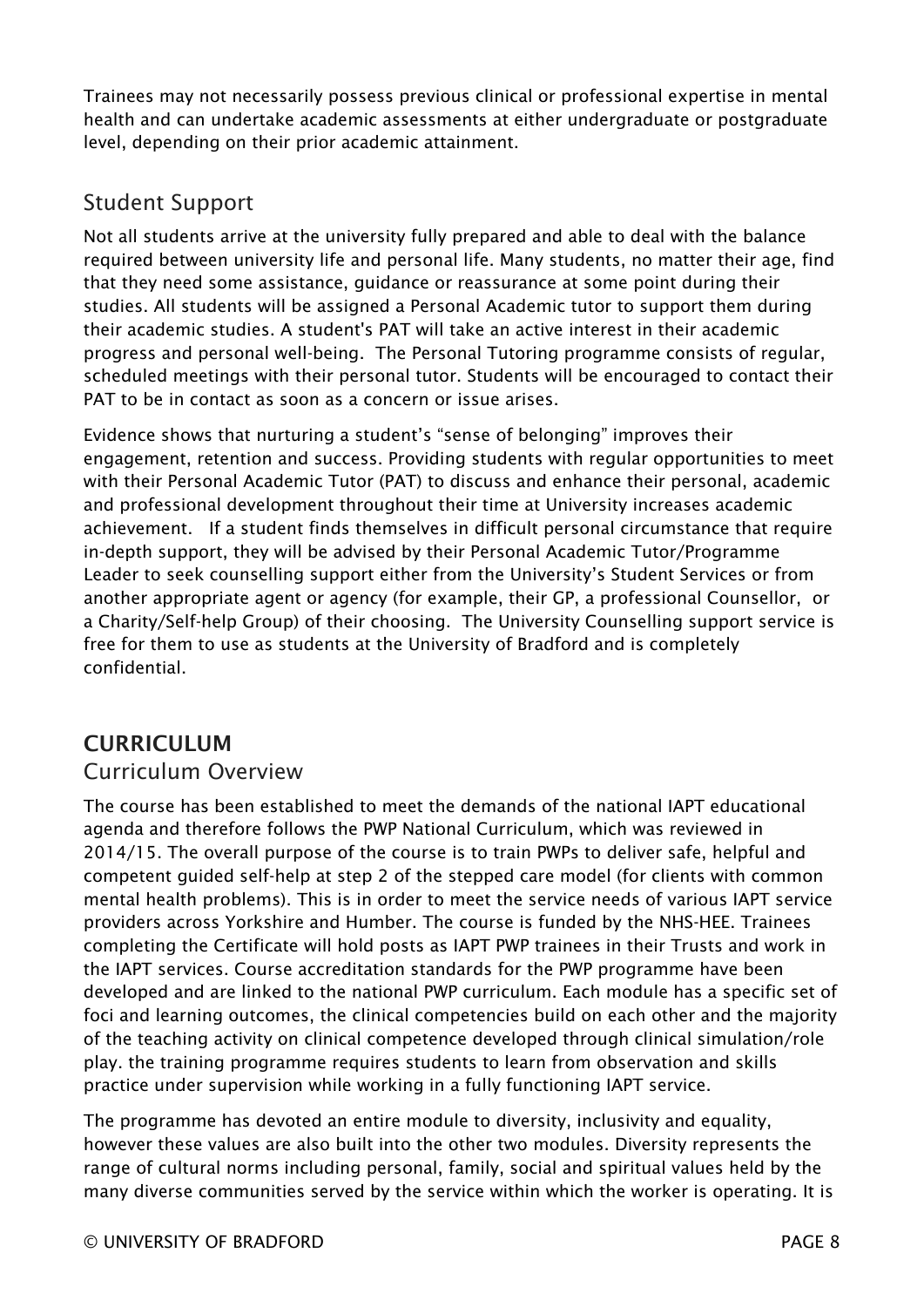Trainees may not necessarily possess previous clinical or professional expertise in mental health and can undertake academic assessments at either undergraduate or postgraduate level, depending on their prior academic attainment.

## Student Support

Not all students arrive at the university fully prepared and able to deal with the balance required between university life and personal life. Many students, no matter their age, find that they need some assistance, guidance or reassurance at some point during their studies. All students will be assigned a Personal Academic tutor to support them during their academic studies. A student's PAT will take an active interest in their academic progress and personal well-being. The Personal Tutoring programme consists of regular, scheduled meetings with their personal tutor. Students will be encouraged to contact their PAT to be in contact as soon as a concern or issue arises.

Evidence shows that nurturing a student's "sense of belonging" improves their engagement, retention and success. Providing students with regular opportunities to meet with their Personal Academic Tutor (PAT) to discuss and enhance their personal, academic and professional development throughout their time at University increases academic achievement. If a student finds themselves in difficult personal circumstance that require in-depth support, they will be advised by their Personal Academic Tutor/Programme Leader to seek counselling support either from the University's Student Services or from another appropriate agent or agency (for example, their GP, a professional Counsellor, or a Charity/Self-help Group) of their choosing. The University Counselling support service is free for them to use as students at the University of Bradford and is completely confidential.

# CURRICULUM

## Curriculum Overview

The course has been established to meet the demands of the national IAPT educational agenda and therefore follows the PWP National Curriculum, which was reviewed in 2014/15. The overall purpose of the course is to train PWPs to deliver safe, helpful and competent guided self-help at step 2 of the stepped care model (for clients with common mental health problems). This is in order to meet the service needs of various IAPT service providers across Yorkshire and Humber. The course is funded by the NHS-HEE. Trainees completing the Certificate will hold posts as IAPT PWP trainees in their Trusts and work in the IAPT services. Course accreditation standards for the PWP programme have been developed and are linked to the national PWP curriculum. Each module has a specific set of foci and learning outcomes, the clinical competencies build on each other and the majority of the teaching activity on clinical competence developed through clinical simulation/role play. the training programme requires students to learn from observation and skills practice under supervision while working in a fully functioning IAPT service.

The programme has devoted an entire module to diversity, inclusivity and equality, however these values are also built into the other two modules. Diversity represents the range of cultural norms including personal, family, social and spiritual values held by the many diverse communities served by the service within which the worker is operating. It is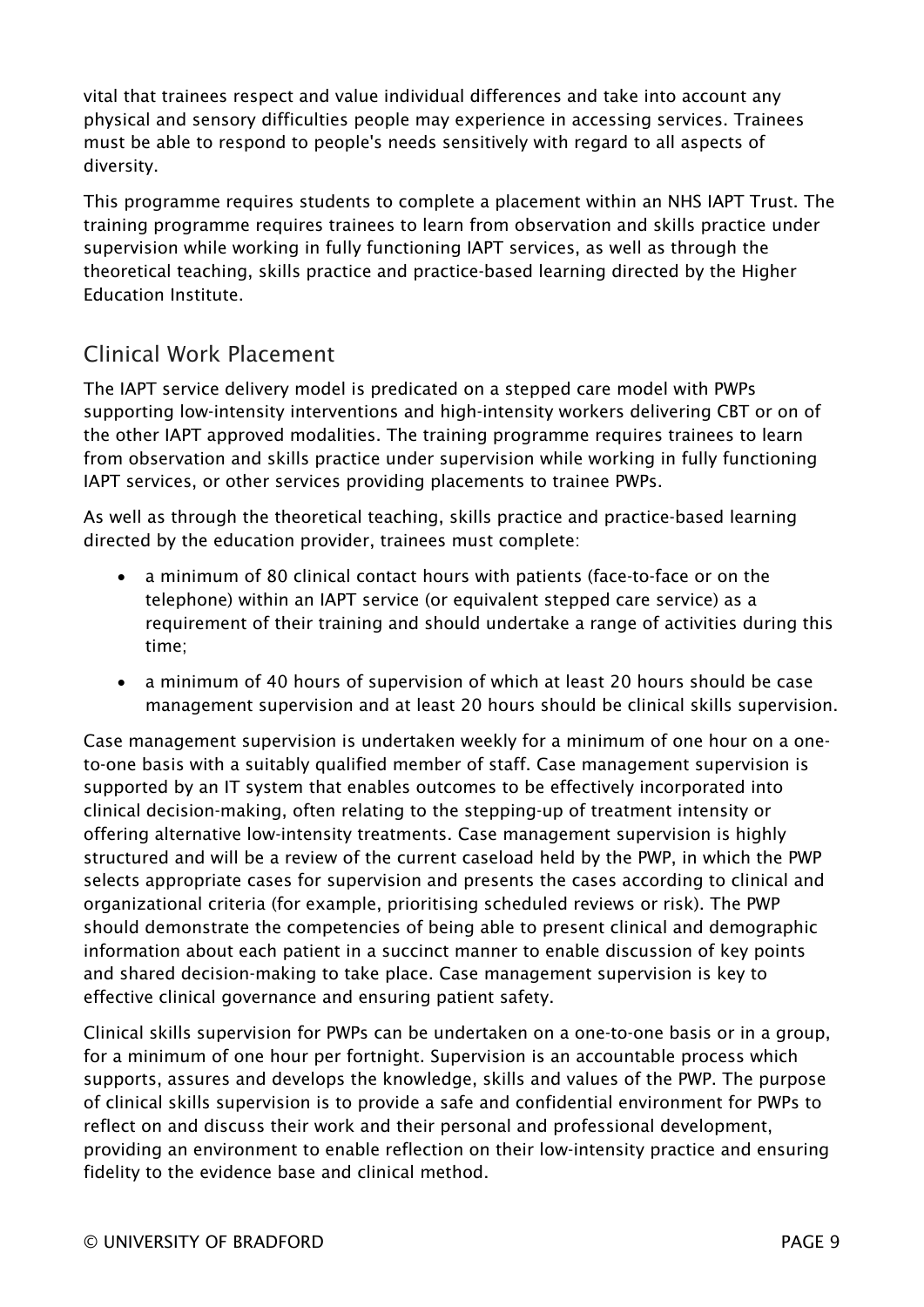vital that trainees respect and value individual differences and take into account any physical and sensory difficulties people may experience in accessing services. Trainees must be able to respond to people's needs sensitively with regard to all aspects of diversity.

This programme requires students to complete a placement within an NHS IAPT Trust. The training programme requires trainees to learn from observation and skills practice under supervision while working in fully functioning IAPT services, as well as through the theoretical teaching, skills practice and practice-based learning directed by the Higher Education Institute.

## Clinical Work Placement

The IAPT service delivery model is predicated on a stepped care model with PWPs supporting low-intensity interventions and high-intensity workers delivering CBT or on of the other IAPT approved modalities. The training programme requires trainees to learn from observation and skills practice under supervision while working in fully functioning IAPT services, or other services providing placements to trainee PWPs.

As well as through the theoretical teaching, skills practice and practice-based learning directed by the education provider, trainees must complete:

- a minimum of 80 clinical contact hours with patients (face-to-face or on the telephone) within an IAPT service (or equivalent stepped care service) as a requirement of their training and should undertake a range of activities during this time;
- a minimum of 40 hours of supervision of which at least 20 hours should be case management supervision and at least 20 hours should be clinical skills supervision.

Case management supervision is undertaken weekly for a minimum of one hour on a one-to-one basis with a suitably qualified member of staff. Case management supervision is supported by an IT system that enables outcomes to be effectively incorporated into clinical decision-making, often relating to the stepping-up of treatment intensity or offering alternative low-intensity treatments. Case management supervision is highly structured and will be a review of the current caseload held by the PWP, in which the PWP selects appropriate cases for supervision and presents the cases according to clinical and organizational criteria (for example, prioritising scheduled reviews or risk). The PWP should demonstrate the competencies of being able to present clinical and demographic information about each patient in a succinct manner to enable discussion of key points and shared decision-making to take place. Case management supervision is key to effective clinical governance and ensuring patient safety.

Clinical skills supervision for PWPs can be undertaken on a one-to-one basis or in a group, for a minimum of one hour per fortnight. Supervision is an accountable process which supports, assures and develops the knowledge, skills and values of the PWP. The purpose of clinical skills supervision is to provide a safe and confidential environment for PWPs to reflect on and discuss their work and their personal and professional development, providing an environment to enable reflection on their low-intensity practice and ensuring fidelity to the evidence base and clinical method.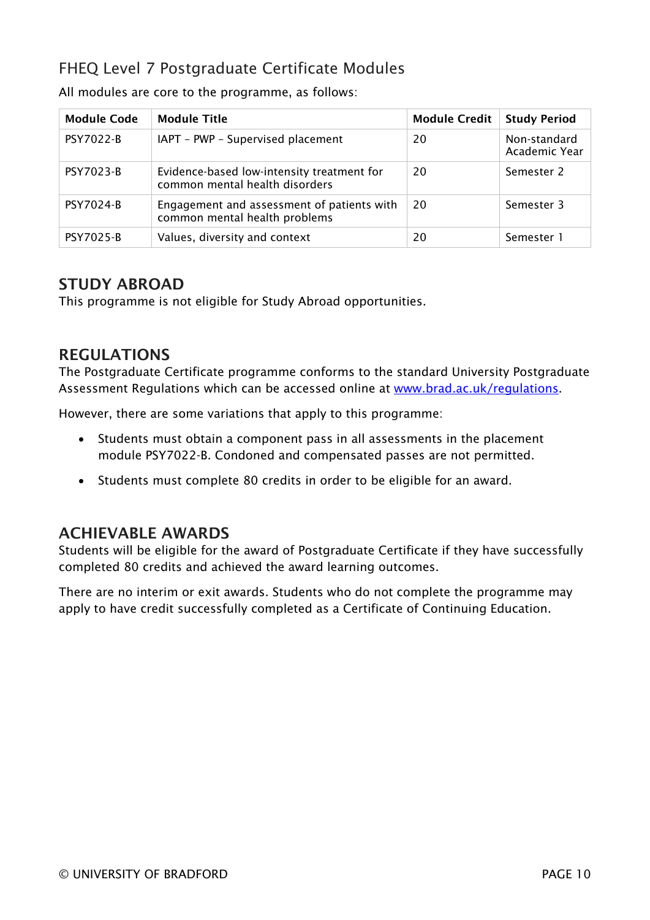### FHEQ Level 7 Postgraduate Certificate Modules

All modules are core to the programme, as follows:

| Module Code | Module Title | Module Credit | Study Period |
|---|---|---|---|
| PSY7022-B | IAPT – PWP – Supervised placement | 20 | Non-standard Academic Year |
| PSY7023-B | Evidence-based low-intensity treatment for common mental health disorders | 20 | Semester 2 |
| PSY7024-B | Engagement and assessment of patients with common mental health problems | 20 | Semester 3 |
| PSY7025-B | Values, diversity and context | 20 | Semester 1 |

## STUDY ABROAD

This programme is not eligible for Study Abroad opportunities.

## REGULATIONS

The Postgraduate Certificate programme conforms to the standard University Postgraduate Assessment Regulations which can be accessed online at [www.brad.ac.uk/regulations](www.brad.ac.uk/regulations).

However, there are some variations that apply to this programme:

- Students must obtain a component pass in all assessments in the placement module PSY7022-B. Condoned and compensated passes are not permitted.
- Students must complete 80 credits in order to be eligible for an award.

## ACHIEVABLE AWARDS

Students will be eligible for the award of Postgraduate Certificate if they have successfully completed 80 credits and achieved the award learning outcomes.

There are no interim or exit awards. Students who do not complete the programme may apply to have credit successfully completed as a Certificate of Continuing Education.